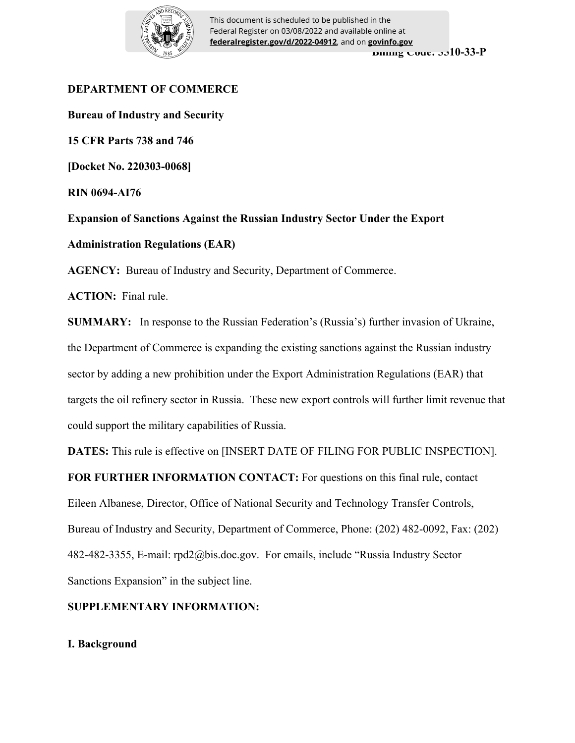Billing Code: 3510-33-P

**DEPARTMENT OF COMMERCE**

**Bureau of Industry and Security**

**15 CFR Parts 738 and 746**

**[Docket No. 220303-0068]**

**RIN 0694-AI76**

**Expansion of Sanctions Against the Russian Industry Sector Under the Export Administration Regulations (EAR)**

**AGENCY:** Bureau of Industry and Security, Department of Commerce.

**ACTION:** Final rule.

**SUMMARY:** In response to the Russian Federation's (Russia's) further invasion of Ukraine, the Department of Commerce is expanding the existing sanctions against the Russian industry sector by adding a new prohibition under the Export Administration Regulations (EAR) that targets the oil refinery sector in Russia. These new export controls will further limit revenue that could support the military capabilities of Russia.

**DATES:** This rule is effective on [INSERT DATE OF FILING FOR PUBLIC INSPECTION].

**FOR FURTHER INFORMATION CONTACT:** For questions on this final rule, contact Eileen Albanese, Director, Office of National Security and Technology Transfer Controls, Bureau of Industry and Security, Department of Commerce, Phone: (202) 482-0092, Fax: (202) 482-482-3355, E-mail: rpd2@bis.doc.gov. For emails, include "Russia Industry Sector Sanctions Expansion" in the subject line.

**SUPPLEMENTARY INFORMATION:**

## I. Background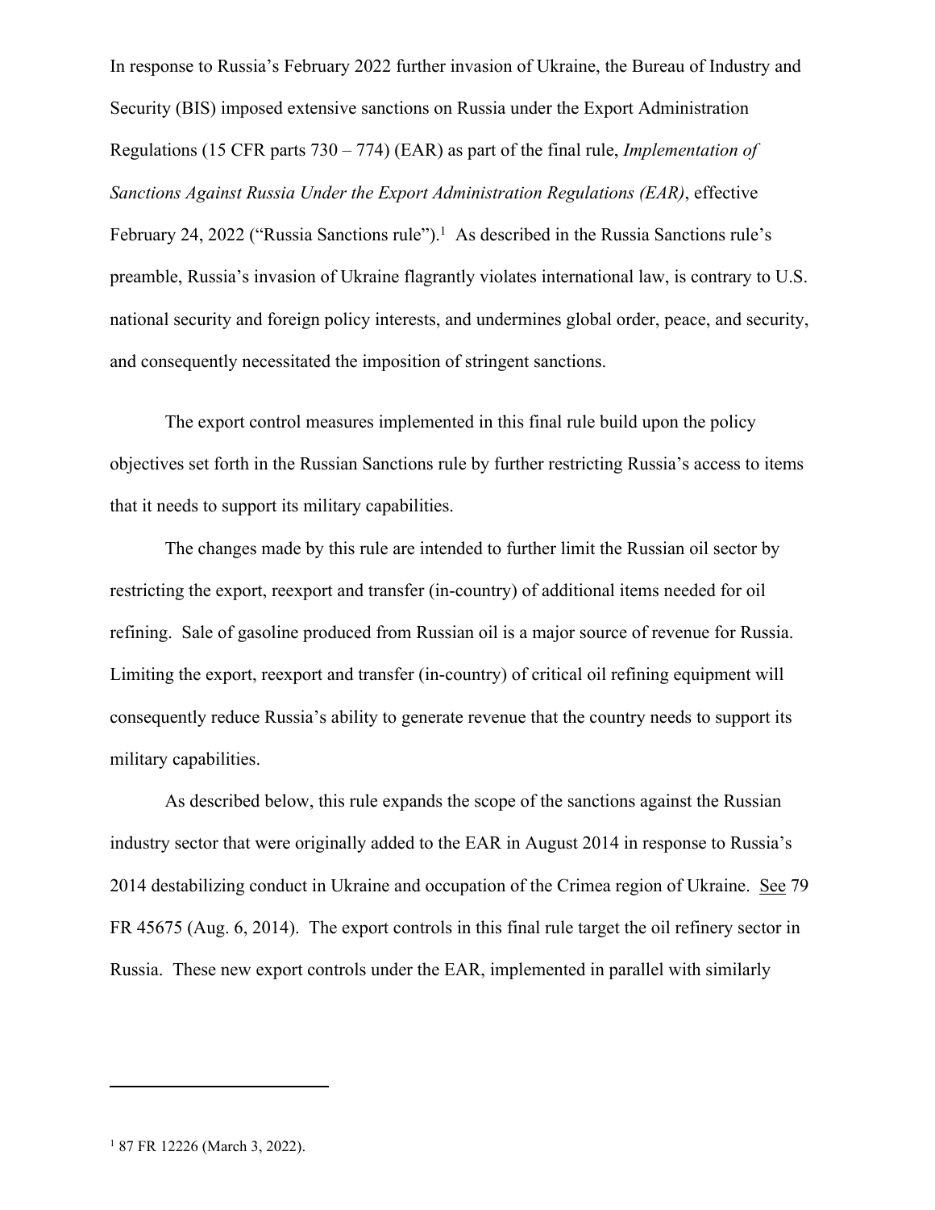In response to Russia's February 2022 further invasion of Ukraine, the Bureau of Industry and Security (BIS) imposed extensive sanctions on Russia under the Export Administration Regulations (15 CFR parts 730 – 774) (EAR) as part of the final rule, *Implementation of Sanctions Against Russia Under the Export Administration Regulations (EAR)*, effective February 24, 2022 ("Russia Sanctions rule").[1] As described in the Russia Sanctions rule's preamble, Russia's invasion of Ukraine flagrantly violates international law, is contrary to U.S. national security and foreign policy interests, and undermines global order, peace, and security, and consequently necessitated the imposition of stringent sanctions.

The export control measures implemented in this final rule build upon the policy objectives set forth in the Russian Sanctions rule by further restricting Russia's access to items that it needs to support its military capabilities.

The changes made by this rule are intended to further limit the Russian oil sector by restricting the export, reexport and transfer (in-country) of additional items needed for oil refining. Sale of gasoline produced from Russian oil is a major source of revenue for Russia. Limiting the export, reexport and transfer (in-country) of critical oil refining equipment will consequently reduce Russia's ability to generate revenue that the country needs to support its military capabilities.

As described below, this rule expands the scope of the sanctions against the Russian industry sector that were originally added to the EAR in August 2014 in response to Russia's 2014 destabilizing conduct in Ukraine and occupation of the Crimea region of Ukraine. See 79 FR 45675 (Aug. 6, 2014). The export controls in this final rule target the oil refinery sector in Russia. These new export controls under the EAR, implemented in parallel with similarly

[1] 87 FR 12226 (March 3, 2022).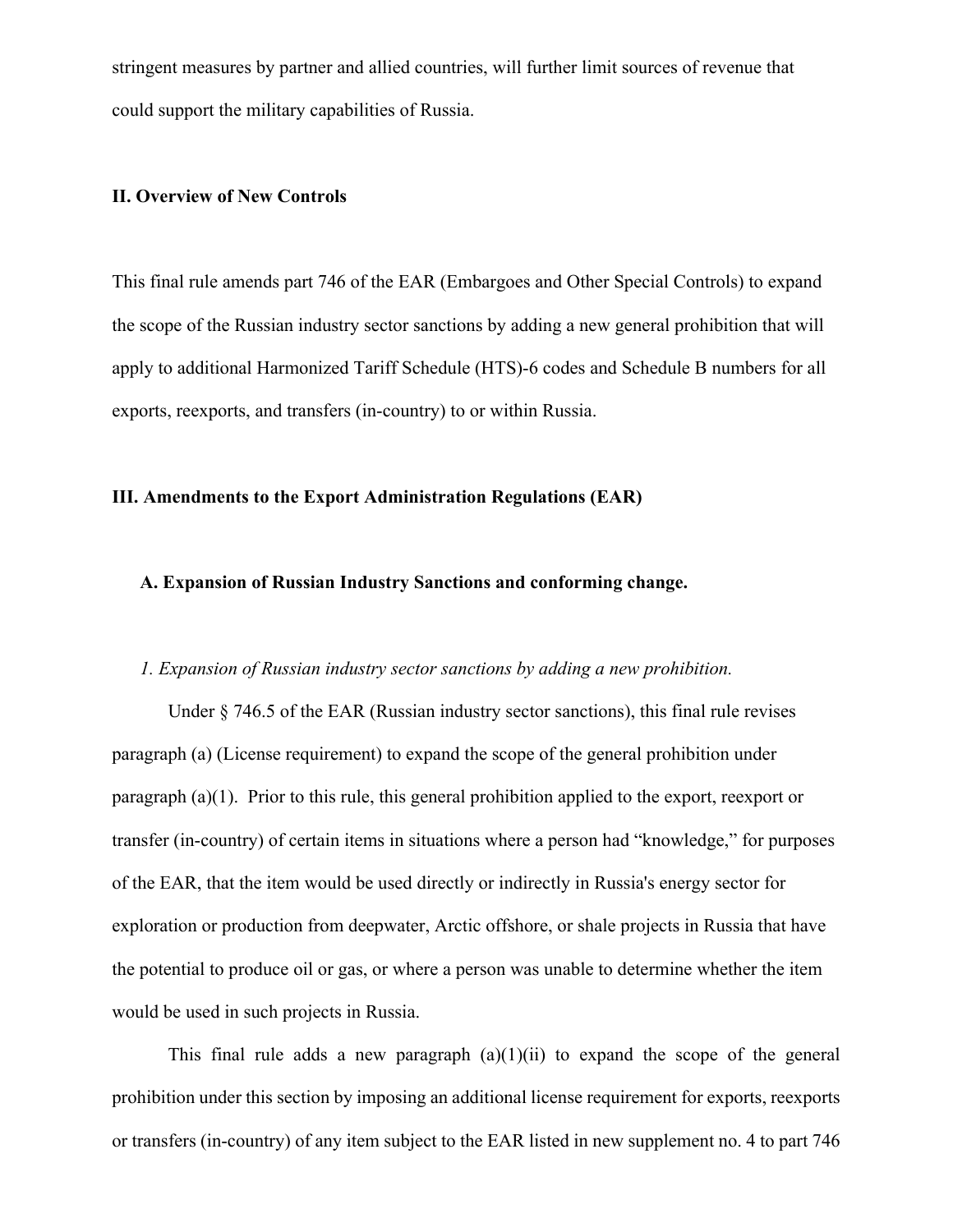stringent measures by partner and allied countries, will further limit sources of revenue that could support the military capabilities of Russia.

## II. Overview of New Controls

This final rule amends part 746 of the EAR (Embargoes and Other Special Controls) to expand the scope of the Russian industry sector sanctions by adding a new general prohibition that will apply to additional Harmonized Tariff Schedule (HTS)-6 codes and Schedule B numbers for all exports, reexports, and transfers (in-country) to or within Russia.

## III. Amendments to the Export Administration Regulations (EAR)

### A. Expansion of Russian Industry Sanctions and conforming change.

*1. Expansion of Russian industry sector sanctions by adding a new prohibition.*

Under § 746.5 of the EAR (Russian industry sector sanctions), this final rule revises paragraph (a) (License requirement) to expand the scope of the general prohibition under paragraph (a)(1). Prior to this rule, this general prohibition applied to the export, reexport or transfer (in-country) of certain items in situations where a person had "knowledge," for purposes of the EAR, that the item would be used directly or indirectly in Russia's energy sector for exploration or production from deepwater, Arctic offshore, or shale projects in Russia that have the potential to produce oil or gas, or where a person was unable to determine whether the item would be used in such projects in Russia.

This final rule adds a new paragraph (a)(1)(ii) to expand the scope of the general prohibition under this section by imposing an additional license requirement for exports, reexports or transfers (in-country) of any item subject to the EAR listed in new supplement no. 4 to part 746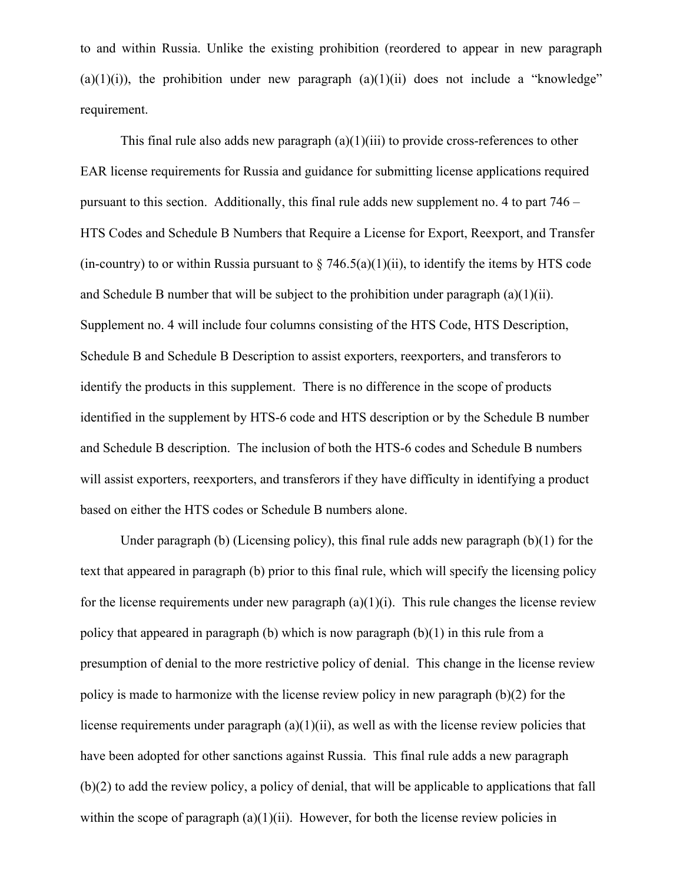to and within Russia. Unlike the existing prohibition (reordered to appear in new paragraph (a)(1)(i)), the prohibition under new paragraph (a)(1)(ii) does not include a "knowledge" requirement.

This final rule also adds new paragraph (a)(1)(iii) to provide cross-references to other EAR license requirements for Russia and guidance for submitting license applications required pursuant to this section. Additionally, this final rule adds new supplement no. 4 to part 746 – HTS Codes and Schedule B Numbers that Require a License for Export, Reexport, and Transfer (in-country) to or within Russia pursuant to § 746.5(a)(1)(ii), to identify the items by HTS code and Schedule B number that will be subject to the prohibition under paragraph (a)(1)(ii). Supplement no. 4 will include four columns consisting of the HTS Code, HTS Description, Schedule B and Schedule B Description to assist exporters, reexporters, and transferors to identify the products in this supplement. There is no difference in the scope of products identified in the supplement by HTS-6 code and HTS description or by the Schedule B number and Schedule B description. The inclusion of both the HTS-6 codes and Schedule B numbers will assist exporters, reexporters, and transferors if they have difficulty in identifying a product based on either the HTS codes or Schedule B numbers alone.

Under paragraph (b) (Licensing policy), this final rule adds new paragraph (b)(1) for the text that appeared in paragraph (b) prior to this final rule, which will specify the licensing policy for the license requirements under new paragraph (a)(1)(i). This rule changes the license review policy that appeared in paragraph (b) which is now paragraph (b)(1) in this rule from a presumption of denial to the more restrictive policy of denial. This change in the license review policy is made to harmonize with the license review policy in new paragraph (b)(2) for the license requirements under paragraph (a)(1)(ii), as well as with the license review policies that have been adopted for other sanctions against Russia. This final rule adds a new paragraph (b)(2) to add the review policy, a policy of denial, that will be applicable to applications that fall within the scope of paragraph (a)(1)(ii). However, for both the license review policies in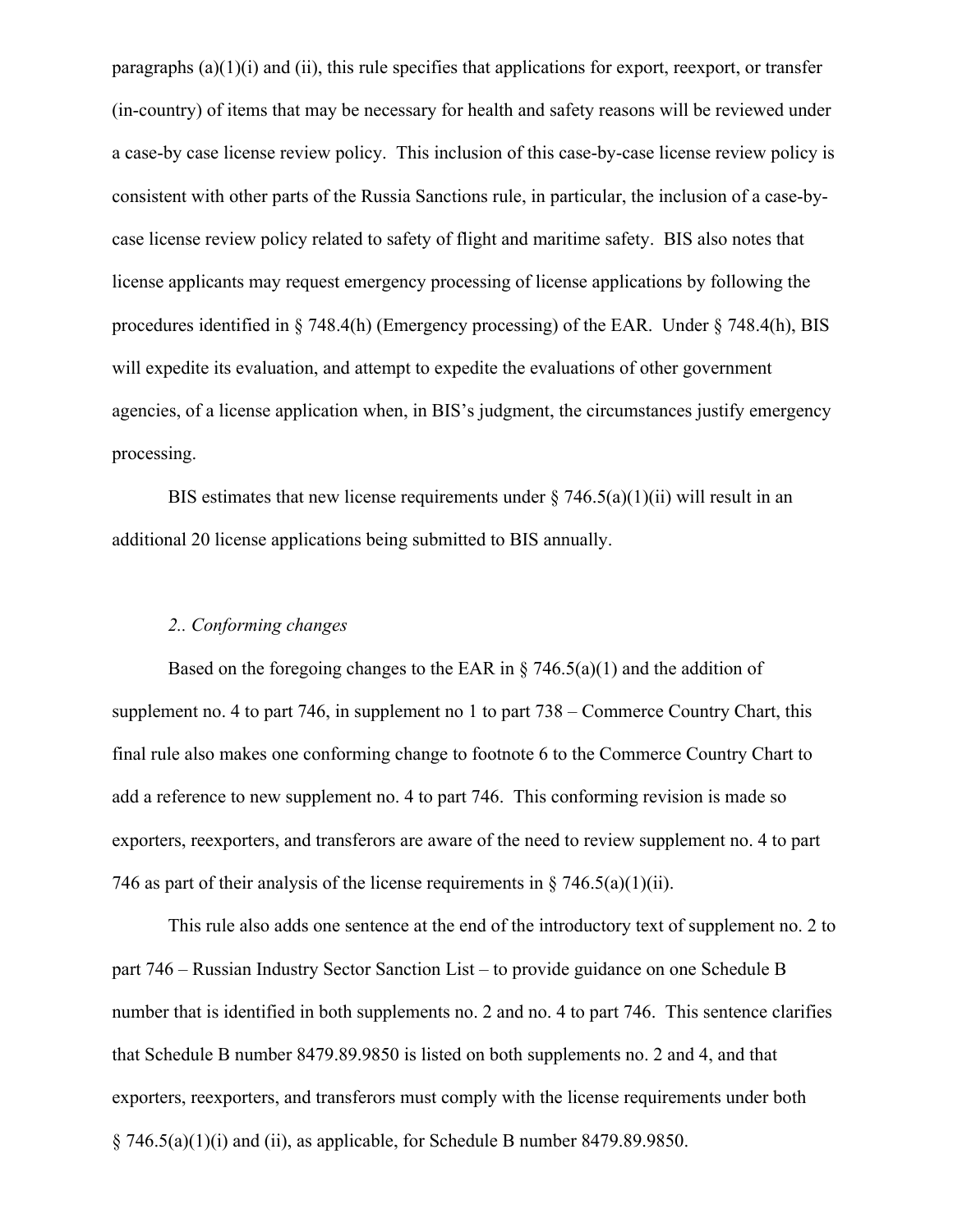paragraphs (a)(1)(i) and (ii), this rule specifies that applications for export, reexport, or transfer (in-country) of items that may be necessary for health and safety reasons will be reviewed under a case-by case license review policy. This inclusion of this case-by-case license review policy is consistent with other parts of the Russia Sanctions rule, in particular, the inclusion of a case-by-case license review policy related to safety of flight and maritime safety. BIS also notes that license applicants may request emergency processing of license applications by following the procedures identified in § 748.4(h) (Emergency processing) of the EAR. Under § 748.4(h), BIS will expedite its evaluation, and attempt to expedite the evaluations of other government agencies, of a license application when, in BIS's judgment, the circumstances justify emergency processing.

BIS estimates that new license requirements under § 746.5(a)(1)(ii) will result in an additional 20 license applications being submitted to BIS annually.

*2.. Conforming changes*

Based on the foregoing changes to the EAR in § 746.5(a)(1) and the addition of supplement no. 4 to part 746, in supplement no 1 to part 738 – Commerce Country Chart, this final rule also makes one conforming change to footnote 6 to the Commerce Country Chart to add a reference to new supplement no. 4 to part 746. This conforming revision is made so exporters, reexporters, and transferors are aware of the need to review supplement no. 4 to part 746 as part of their analysis of the license requirements in § 746.5(a)(1)(ii).

This rule also adds one sentence at the end of the introductory text of supplement no. 2 to part 746 – Russian Industry Sector Sanction List – to provide guidance on one Schedule B number that is identified in both supplements no. 2 and no. 4 to part 746. This sentence clarifies that Schedule B number 8479.89.9850 is listed on both supplements no. 2 and 4, and that exporters, reexporters, and transferors must comply with the license requirements under both § 746.5(a)(1)(i) and (ii), as applicable, for Schedule B number 8479.89.9850.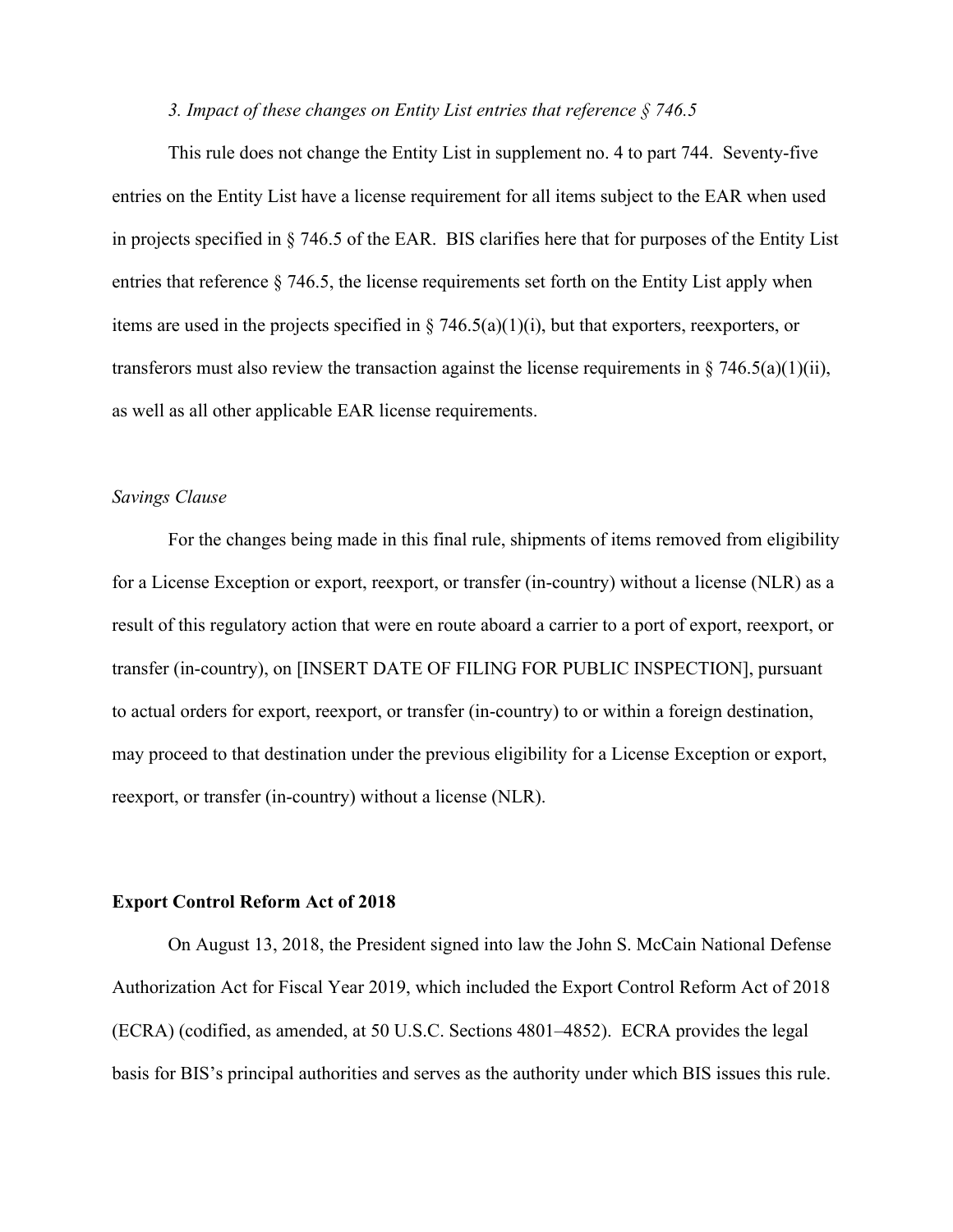*3. Impact of these changes on Entity List entries that reference § 746.5*

This rule does not change the Entity List in supplement no. 4 to part 744. Seventy-five entries on the Entity List have a license requirement for all items subject to the EAR when used in projects specified in § 746.5 of the EAR. BIS clarifies here that for purposes of the Entity List entries that reference § 746.5, the license requirements set forth on the Entity List apply when items are used in the projects specified in § 746.5(a)(1)(i), but that exporters, reexporters, or transferors must also review the transaction against the license requirements in § 746.5(a)(1)(ii), as well as all other applicable EAR license requirements.

*Savings Clause*

For the changes being made in this final rule, shipments of items removed from eligibility for a License Exception or export, reexport, or transfer (in-country) without a license (NLR) as a result of this regulatory action that were en route aboard a carrier to a port of export, reexport, or transfer (in-country), on [INSERT DATE OF FILING FOR PUBLIC INSPECTION], pursuant to actual orders for export, reexport, or transfer (in-country) to or within a foreign destination, may proceed to that destination under the previous eligibility for a License Exception or export, reexport, or transfer (in-country) without a license (NLR).

**Export Control Reform Act of 2018**

On August 13, 2018, the President signed into law the John S. McCain National Defense Authorization Act for Fiscal Year 2019, which included the Export Control Reform Act of 2018 (ECRA) (codified, as amended, at 50 U.S.C. Sections 4801–4852). ECRA provides the legal basis for BIS's principal authorities and serves as the authority under which BIS issues this rule.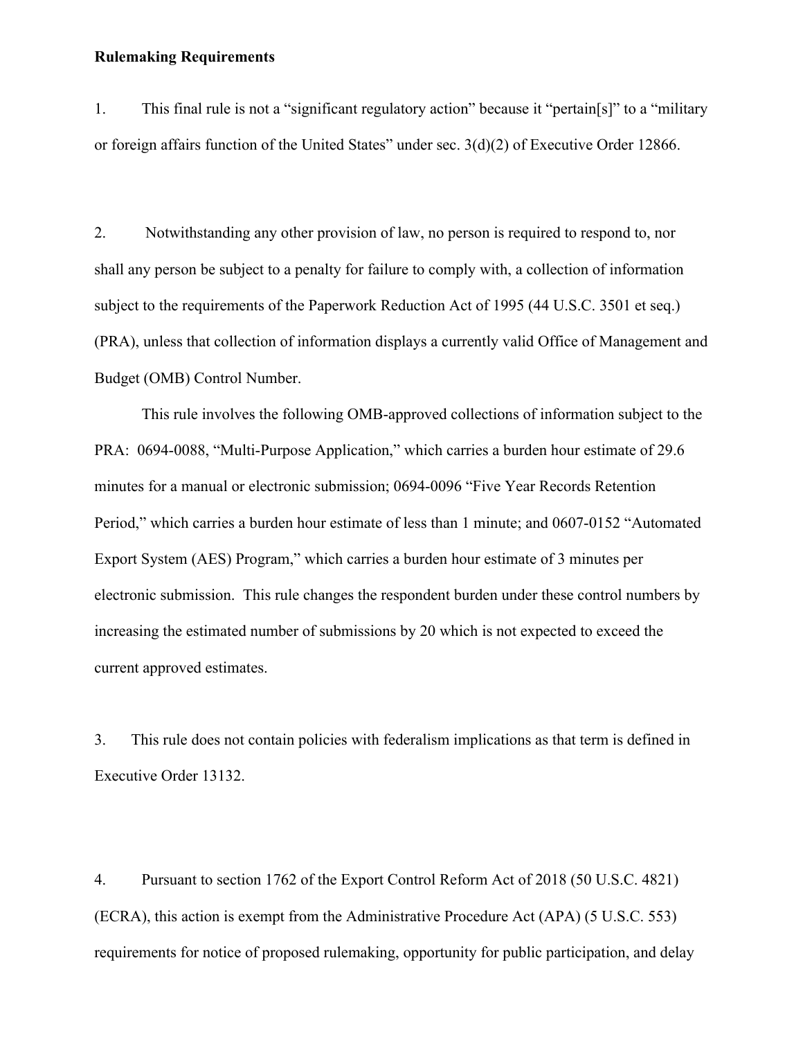**Rulemaking Requirements**

1. This final rule is not a "significant regulatory action" because it "pertain[s]" to a "military or foreign affairs function of the United States" under sec. 3(d)(2) of Executive Order 12866.

2. Notwithstanding any other provision of law, no person is required to respond to, nor shall any person be subject to a penalty for failure to comply with, a collection of information subject to the requirements of the Paperwork Reduction Act of 1995 (44 U.S.C. 3501 et seq.) (PRA), unless that collection of information displays a currently valid Office of Management and Budget (OMB) Control Number.

This rule involves the following OMB-approved collections of information subject to the PRA: 0694-0088, "Multi-Purpose Application," which carries a burden hour estimate of 29.6 minutes for a manual or electronic submission; 0694-0096 "Five Year Records Retention Period," which carries a burden hour estimate of less than 1 minute; and 0607-0152 "Automated Export System (AES) Program," which carries a burden hour estimate of 3 minutes per electronic submission. This rule changes the respondent burden under these control numbers by increasing the estimated number of submissions by 20 which is not expected to exceed the current approved estimates.

3. This rule does not contain policies with federalism implications as that term is defined in Executive Order 13132.

4. Pursuant to section 1762 of the Export Control Reform Act of 2018 (50 U.S.C. 4821) (ECRA), this action is exempt from the Administrative Procedure Act (APA) (5 U.S.C. 553) requirements for notice of proposed rulemaking, opportunity for public participation, and delay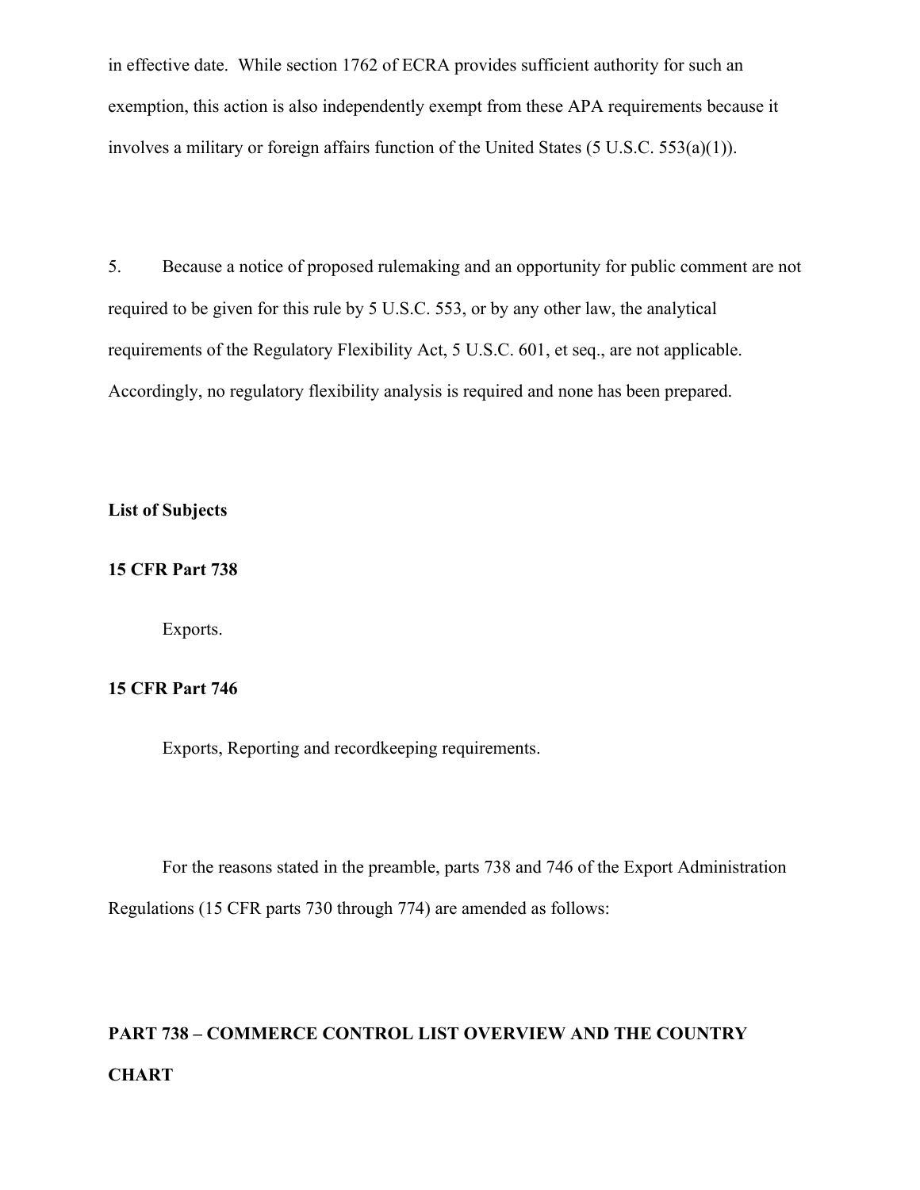in effective date. While section 1762 of ECRA provides sufficient authority for such an exemption, this action is also independently exempt from these APA requirements because it involves a military or foreign affairs function of the United States (5 U.S.C. 553(a)(1)).

5. Because a notice of proposed rulemaking and an opportunity for public comment are not required to be given for this rule by 5 U.S.C. 553, or by any other law, the analytical requirements of the Regulatory Flexibility Act, 5 U.S.C. 601, et seq., are not applicable. Accordingly, no regulatory flexibility analysis is required and none has been prepared.

**List of Subjects**

**15 CFR Part 738**

Exports.

**15 CFR Part 746**

Exports, Reporting and recordkeeping requirements.

For the reasons stated in the preamble, parts 738 and 746 of the Export Administration Regulations (15 CFR parts 730 through 774) are amended as follows:

**PART 738 – COMMERCE CONTROL LIST OVERVIEW AND THE COUNTRY CHART**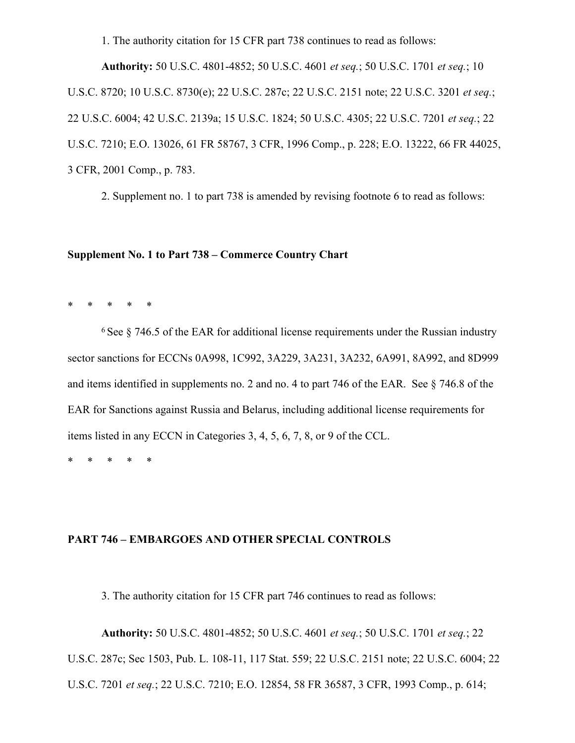1. The authority citation for 15 CFR part 738 continues to read as follows:

**Authority:** 50 U.S.C. 4801-4852; 50 U.S.C. 4601 *et seq.*; 50 U.S.C. 1701 *et seq.*; 10 U.S.C. 8720; 10 U.S.C. 8730(e); 22 U.S.C. 287c; 22 U.S.C. 2151 note; 22 U.S.C. 3201 *et seq.*; 22 U.S.C. 6004; 42 U.S.C. 2139a; 15 U.S.C. 1824; 50 U.S.C. 4305; 22 U.S.C. 7201 *et seq.*; 22 U.S.C. 7210; E.O. 13026, 61 FR 58767, 3 CFR, 1996 Comp., p. 228; E.O. 13222, 66 FR 44025, 3 CFR, 2001 Comp., p. 783.

2. Supplement no. 1 to part 738 is amended by revising footnote 6 to read as follows:

**Supplement No. 1 to Part 738 – Commerce Country Chart**

\* \* \* \* \*

[6] See § 746.5 of the EAR for additional license requirements under the Russian industry sector sanctions for ECCNs 0A998, 1C992, 3A229, 3A231, 3A232, 6A991, 8A992, and 8D999 and items identified in supplements no. 2 and no. 4 to part 746 of the EAR. See § 746.8 of the EAR for Sanctions against Russia and Belarus, including additional license requirements for items listed in any ECCN in Categories 3, 4, 5, 6, 7, 8, or 9 of the CCL.

\* \* \* \* \*

**PART 746 – EMBARGOES AND OTHER SPECIAL CONTROLS**

3. The authority citation for 15 CFR part 746 continues to read as follows:

**Authority:** 50 U.S.C. 4801-4852; 50 U.S.C. 4601 *et seq.*; 50 U.S.C. 1701 *et seq.*; 22 U.S.C. 287c; Sec 1503, Pub. L. 108-11, 117 Stat. 559; 22 U.S.C. 2151 note; 22 U.S.C. 6004; 22 U.S.C. 7201 *et seq.*; 22 U.S.C. 7210; E.O. 12854, 58 FR 36587, 3 CFR, 1993 Comp., p. 614;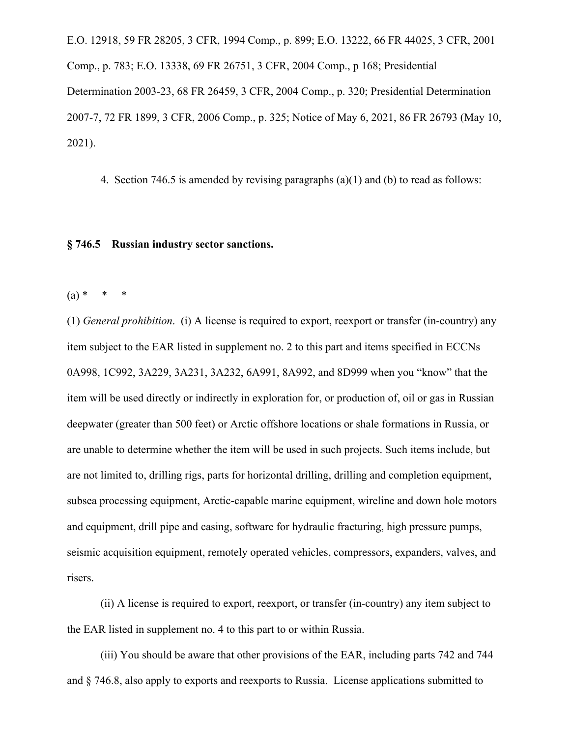E.O. 12918, 59 FR 28205, 3 CFR, 1994 Comp., p. 899; E.O. 13222, 66 FR 44025, 3 CFR, 2001 Comp., p. 783; E.O. 13338, 69 FR 26751, 3 CFR, 2004 Comp., p 168; Presidential Determination 2003-23, 68 FR 26459, 3 CFR, 2004 Comp., p. 320; Presidential Determination 2007-7, 72 FR 1899, 3 CFR, 2006 Comp., p. 325; Notice of May 6, 2021, 86 FR 26793 (May 10, 2021).

4. Section 746.5 is amended by revising paragraphs (a)(1) and (b) to read as follows:

**§ 746.5 Russian industry sector sanctions.**

(a) * * *

(1) *General prohibition*. (i) A license is required to export, reexport or transfer (in-country) any item subject to the EAR listed in supplement no. 2 to this part and items specified in ECCNs 0A998, 1C992, 3A229, 3A231, 3A232, 6A991, 8A992, and 8D999 when you "know" that the item will be used directly or indirectly in exploration for, or production of, oil or gas in Russian deepwater (greater than 500 feet) or Arctic offshore locations or shale formations in Russia, or are unable to determine whether the item will be used in such projects. Such items include, but are not limited to, drilling rigs, parts for horizontal drilling, drilling and completion equipment, subsea processing equipment, Arctic-capable marine equipment, wireline and down hole motors and equipment, drill pipe and casing, software for hydraulic fracturing, high pressure pumps, seismic acquisition equipment, remotely operated vehicles, compressors, expanders, valves, and risers.

(ii) A license is required to export, reexport, or transfer (in-country) any item subject to the EAR listed in supplement no. 4 to this part to or within Russia.

(iii) You should be aware that other provisions of the EAR, including parts 742 and 744 and § 746.8, also apply to exports and reexports to Russia. License applications submitted to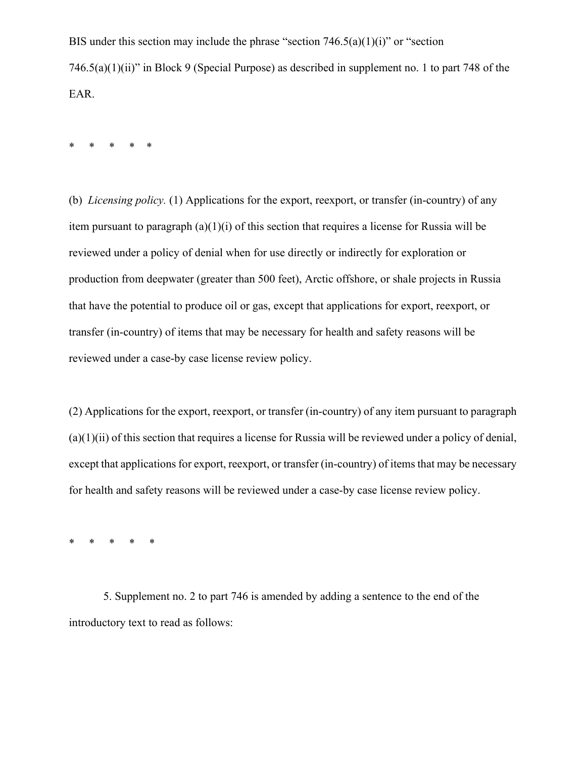BIS under this section may include the phrase "section 746.5(a)(1)(i)" or "section 746.5(a)(1)(ii)" in Block 9 (Special Purpose) as described in supplement no. 1 to part 748 of the EAR.

*     *     *     *     *

(b) *Licensing policy.* (1) Applications for the export, reexport, or transfer (in-country) of any item pursuant to paragraph (a)(1)(i) of this section that requires a license for Russia will be reviewed under a policy of denial when for use directly or indirectly for exploration or production from deepwater (greater than 500 feet), Arctic offshore, or shale projects in Russia that have the potential to produce oil or gas, except that applications for export, reexport, or transfer (in-country) of items that may be necessary for health and safety reasons will be reviewed under a case-by case license review policy.

(2) Applications for the export, reexport, or transfer (in-country) of any item pursuant to paragraph (a)(1)(ii) of this section that requires a license for Russia will be reviewed under a policy of denial, except that applications for export, reexport, or transfer (in-country) of items that may be necessary for health and safety reasons will be reviewed under a case-by case license review policy.

*     *     *     *     *

5. Supplement no. 2 to part 746 is amended by adding a sentence to the end of the introductory text to read as follows: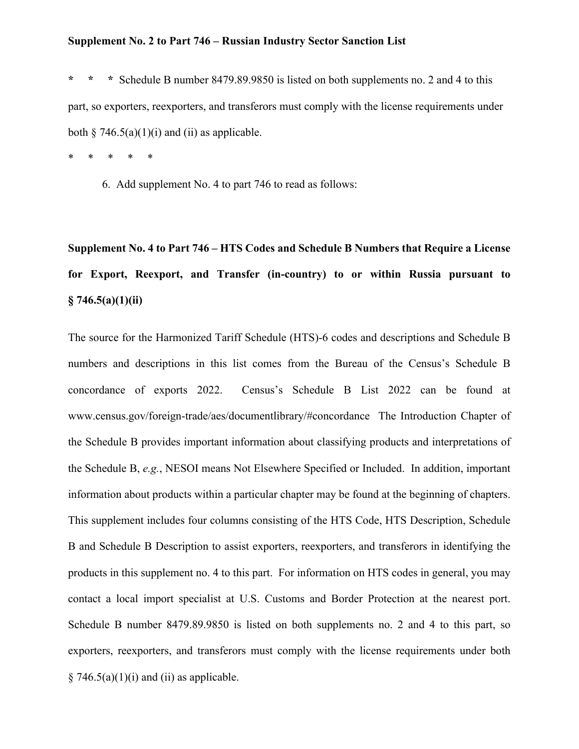**Supplement No. 2 to Part 746 – Russian Industry Sector Sanction List**

**\*   \*   \*** Schedule B number 8479.89.9850 is listed on both supplements no. 2 and 4 to this part, so exporters, reexporters, and transferors must comply with the license requirements under both § 746.5(a)(1)(i) and (ii) as applicable.

\*   \*   \*   \*   \*

6. Add supplement No. 4 to part 746 to read as follows:

**Supplement No. 4 to Part 746 – HTS Codes and Schedule B Numbers that Require a License for Export, Reexport, and Transfer (in-country) to or within Russia pursuant to § 746.5(a)(1)(ii)**

The source for the Harmonized Tariff Schedule (HTS)-6 codes and descriptions and Schedule B numbers and descriptions in this list comes from the Bureau of the Census's Schedule B concordance of exports 2022. Census's Schedule B List 2022 can be found at www.census.gov/foreign-trade/aes/documentlibrary/#concordance The Introduction Chapter of the Schedule B provides important information about classifying products and interpretations of the Schedule B, *e.g.*, NESOI means Not Elsewhere Specified or Included. In addition, important information about products within a particular chapter may be found at the beginning of chapters. This supplement includes four columns consisting of the HTS Code, HTS Description, Schedule B and Schedule B Description to assist exporters, reexporters, and transferors in identifying the products in this supplement no. 4 to this part. For information on HTS codes in general, you may contact a local import specialist at U.S. Customs and Border Protection at the nearest port. Schedule B number 8479.89.9850 is listed on both supplements no. 2 and 4 to this part, so exporters, reexporters, and transferors must comply with the license requirements under both § 746.5(a)(1)(i) and (ii) as applicable.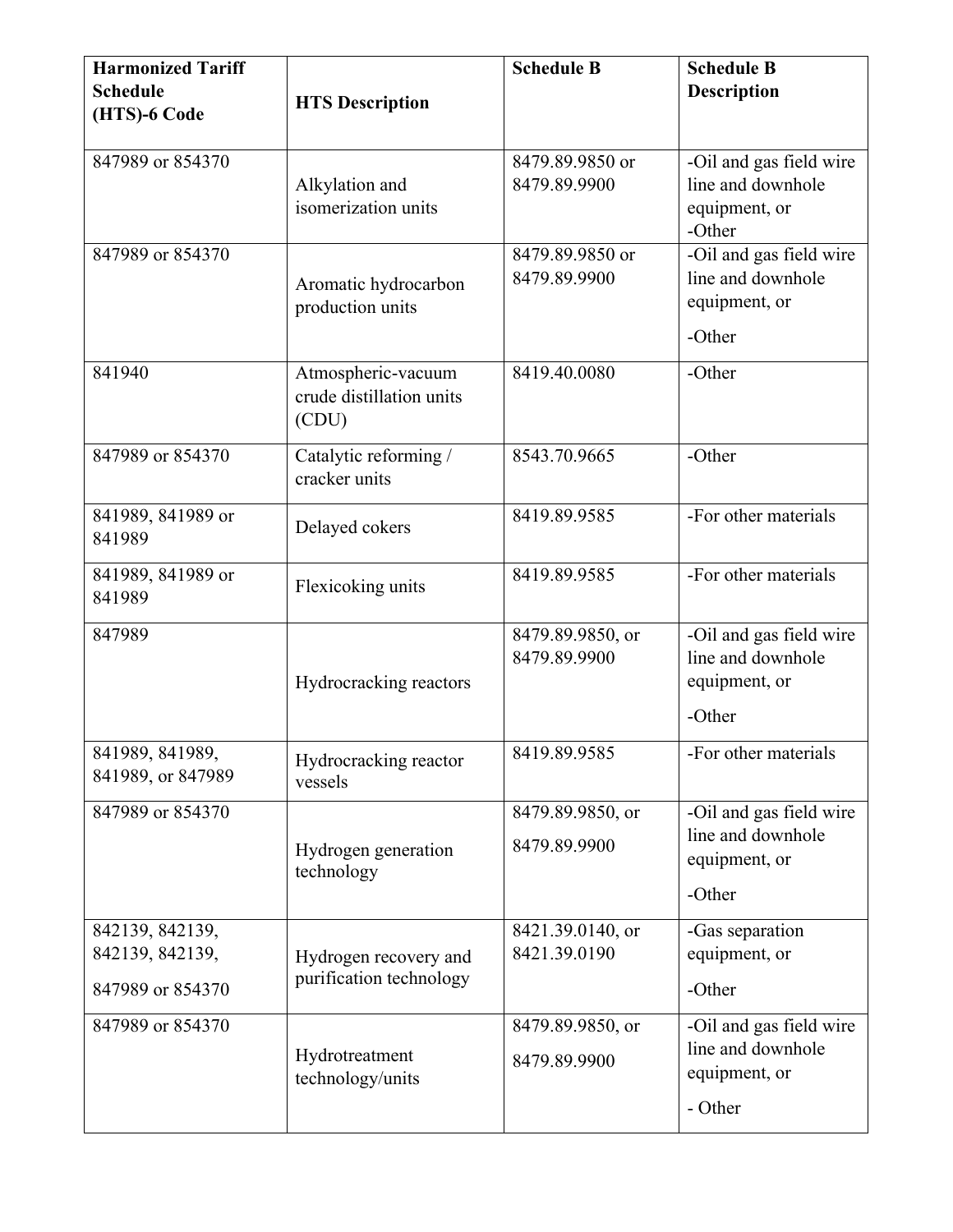| Harmonized Tariff Schedule (HTS)-6 Code | HTS Description | Schedule B | Schedule B Description |
|---|---|---|---|
| 847989 or 854370 | Alkylation and isomerization units | 8479.89.9850 or 8479.89.9900 | -Oil and gas field wire line and downhole equipment, or -Other |
| 847989 or 854370 | Aromatic hydrocarbon production units | 8479.89.9850 or 8479.89.9900 | -Oil and gas field wire line and downhole equipment, or -Other |
| 841940 | Atmospheric-vacuum crude distillation units (CDU) | 8419.40.0080 | -Other |
| 847989 or 854370 | Catalytic reforming / cracker units | 8543.70.9665 | -Other |
| 841989, 841989 or 841989 | Delayed cokers | 8419.89.9585 | -For other materials |
| 841989, 841989 or 841989 | Flexicoking units | 8419.89.9585 | -For other materials |
| 847989 | Hydrocracking reactors | 8479.89.9850, or 8479.89.9900 | -Oil and gas field wire line and downhole equipment, or -Other |
| 841989, 841989, 841989, or 847989 | Hydrocracking reactor vessels | 8419.89.9585 | -For other materials |
| 847989 or 854370 | Hydrogen generation technology | 8479.89.9850, or 8479.89.9900 | -Oil and gas field wire line and downhole equipment, or -Other |
| 842139, 842139, 842139, 842139, 847989 or 854370 | Hydrogen recovery and purification technology | 8421.39.0140, or 8421.39.0190 | -Gas separation equipment, or -Other |
| 847989 or 854370 | Hydrotreatment technology/units | 8479.89.9850, or 8479.89.9900 | -Oil and gas field wire line and downhole equipment, or - Other |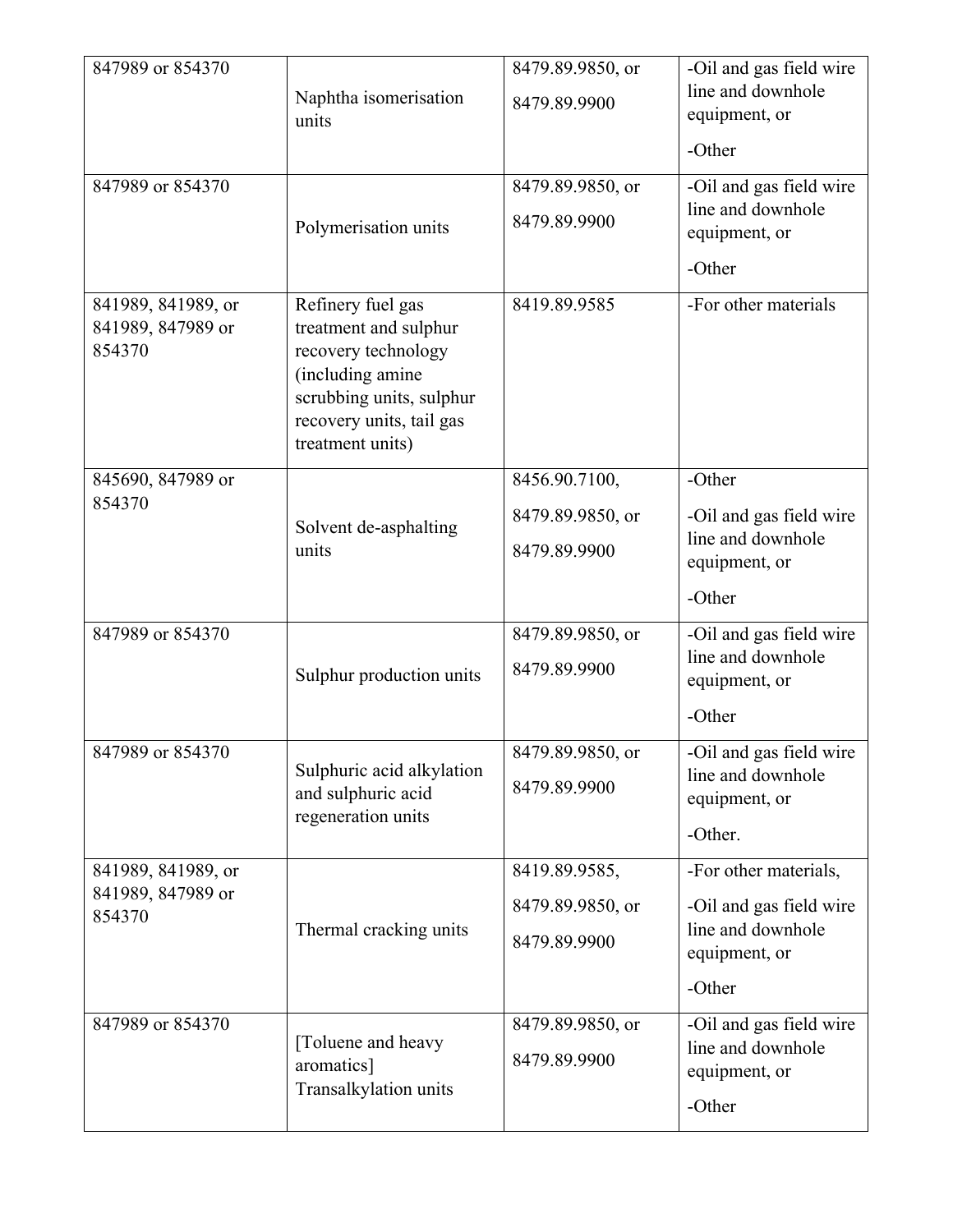| | | | |
|---|---|---|---|
| 847989 or 854370 | Naphtha isomerisation units | 8479.89.9850, or<br>8479.89.9900 | -Oil and gas field wire line and downhole equipment, or<br>-Other |
| 847989 or 854370 | Polymerisation units | 8479.89.9850, or<br>8479.89.9900 | -Oil and gas field wire line and downhole equipment, or<br>-Other |
| 841989, 841989, or 841989, 847989 or 854370 | Refinery fuel gas treatment and sulphur recovery technology (including amine scrubbing units, sulphur recovery units, tail gas treatment units) | 8419.89.9585 | -For other materials |
| 845690, 847989 or 854370 | Solvent de-asphalting units | 8456.90.7100,<br>8479.89.9850, or<br>8479.89.9900 | -Other<br>-Oil and gas field wire line and downhole equipment, or<br>-Other |
| 847989 or 854370 | Sulphur production units | 8479.89.9850, or<br>8479.89.9900 | -Oil and gas field wire line and downhole equipment, or<br>-Other |
| 847989 or 854370 | Sulphuric acid alkylation and sulphuric acid regeneration units | 8479.89.9850, or<br>8479.89.9900 | -Oil and gas field wire line and downhole equipment, or<br>-Other. |
| 841989, 841989, or 841989, 847989 or 854370 | Thermal cracking units | 8419.89.9585,<br>8479.89.9850, or<br>8479.89.9900 | -For other materials,<br>-Oil and gas field wire line and downhole equipment, or<br>-Other |
| 847989 or 854370 | [Toluene and heavy aromatics] Transalkylation units | 8479.89.9850, or<br>8479.89.9900 | -Oil and gas field wire line and downhole equipment, or<br>-Other |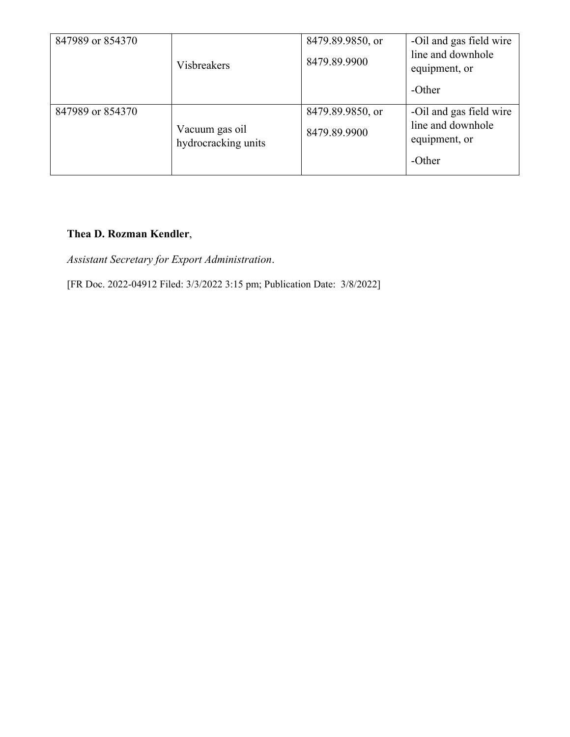| | | | |
|---|---|---|---|
| 847989 or 854370 | Visbreakers | 8479.89.9850, or 8479.89.9900 | -Oil and gas field wire line and downhole equipment, or -Other |
| 847989 or 854370 | Vacuum gas oil hydrocracking units | 8479.89.9850, or 8479.89.9900 | -Oil and gas field wire line and downhole equipment, or -Other |

**Thea D. Rozman Kendler**,

*Assistant Secretary for Export Administration*.

[FR Doc. 2022-04912 Filed: 3/3/2022 3:15 pm; Publication Date: 3/8/2022]